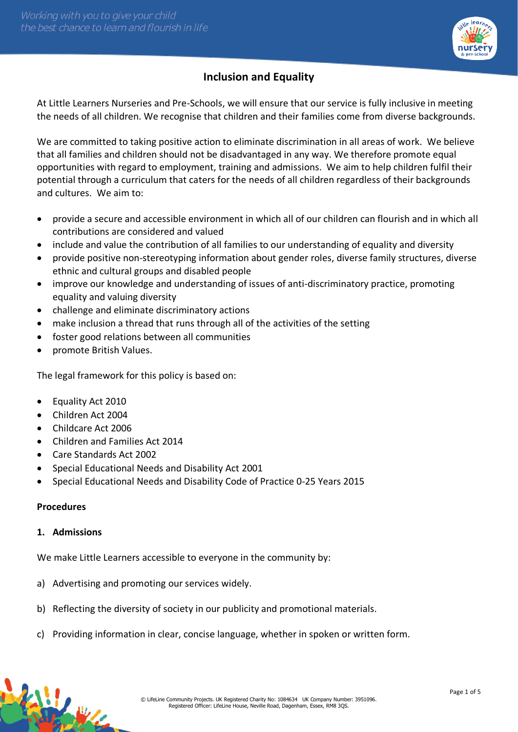# Inclusion and Equality

At Little Learners Nurseries and Pre-Schools, we will ensure that our service is fully inclusive in meeting the needs of all children. We recognise that children and their families come from diverse backgrounds.

We are committed to taking positive action to eliminate discrimination in all areas of work. We believe that all families and children should not be disadvantaged in any way. We therefore promote equal opportunities with regard to employment, training and admissions. We aim to help children fulfil their potential through a curriculum that caters for the needs of all children regardless of their backgrounds and cultures. We aim to:

- provide a secure and accessible environment in which all of our children can flourish and in which all contributions are considered and valued
- include and value the contribution of all families to our understanding of equality and diversity
- provide positive non-stereotyping information about gender roles, diverse family structures, diverse ethnic and cultural groups and disabled people
- improve our knowledge and understanding of issues of anti-discriminatory practice, promoting equality and valuing diversity
- challenge and eliminate discriminatory actions
- make inclusion a thread that runs through all of the activities of the setting
- foster good relations between all communities
- promote British Values.

The legal framework for this policy is based on:

- Equality Act 2010
- Children Act 2004
- Childcare Act 2006
- Children and Families Act 2014
- Care Standards Act 2002
- Special Educational Needs and Disability Act 2001
- Special Educational Needs and Disability Code of Practice 0-25 Years 2015

**Procedures**

**1. Admissions**

We make Little Learners accessible to everyone in the community by:

a) Advertising and promoting our services widely.

b) Reflecting the diversity of society in our publicity and promotional materials.

c) Providing information in clear, concise language, whether in spoken or written form.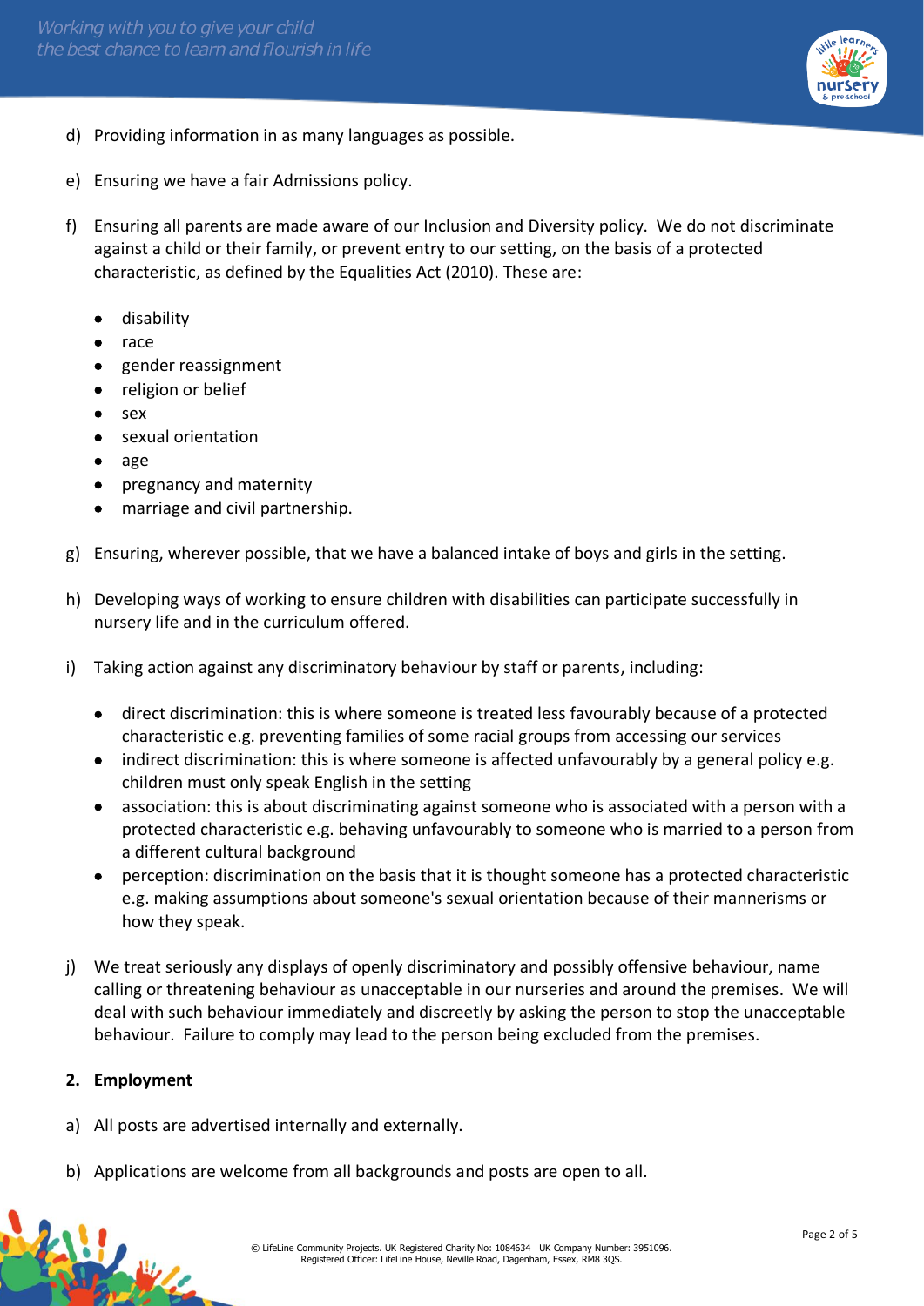d) Providing information in as many languages as possible.

e) Ensuring we have a fair Admissions policy.

f) Ensuring all parents are made aware of our Inclusion and Diversity policy. We do not discriminate against a child or their family, or prevent entry to our setting, on the basis of a protected characteristic, as defined by the Equalities Act (2010). These are:

- disability
- race
- gender reassignment
- religion or belief
- sex
- sexual orientation
- age
- pregnancy and maternity
- marriage and civil partnership.

g) Ensuring, wherever possible, that we have a balanced intake of boys and girls in the setting.

h) Developing ways of working to ensure children with disabilities can participate successfully in nursery life and in the curriculum offered.

i) Taking action against any discriminatory behaviour by staff or parents, including:

- direct discrimination: this is where someone is treated less favourably because of a protected characteristic e.g. preventing families of some racial groups from accessing our services
- indirect discrimination: this is where someone is affected unfavourably by a general policy e.g. children must only speak English in the setting
- association: this is about discriminating against someone who is associated with a person with a protected characteristic e.g. behaving unfavourably to someone who is married to a person from a different cultural background
- perception: discrimination on the basis that it is thought someone has a protected characteristic e.g. making assumptions about someone's sexual orientation because of their mannerisms or how they speak.

j) We treat seriously any displays of openly discriminatory and possibly offensive behaviour, name calling or threatening behaviour as unacceptable in our nurseries and around the premises. We will deal with such behaviour immediately and discreetly by asking the person to stop the unacceptable behaviour. Failure to comply may lead to the person being excluded from the premises.

**2. Employment**

a) All posts are advertised internally and externally.

b) Applications are welcome from all backgrounds and posts are open to all.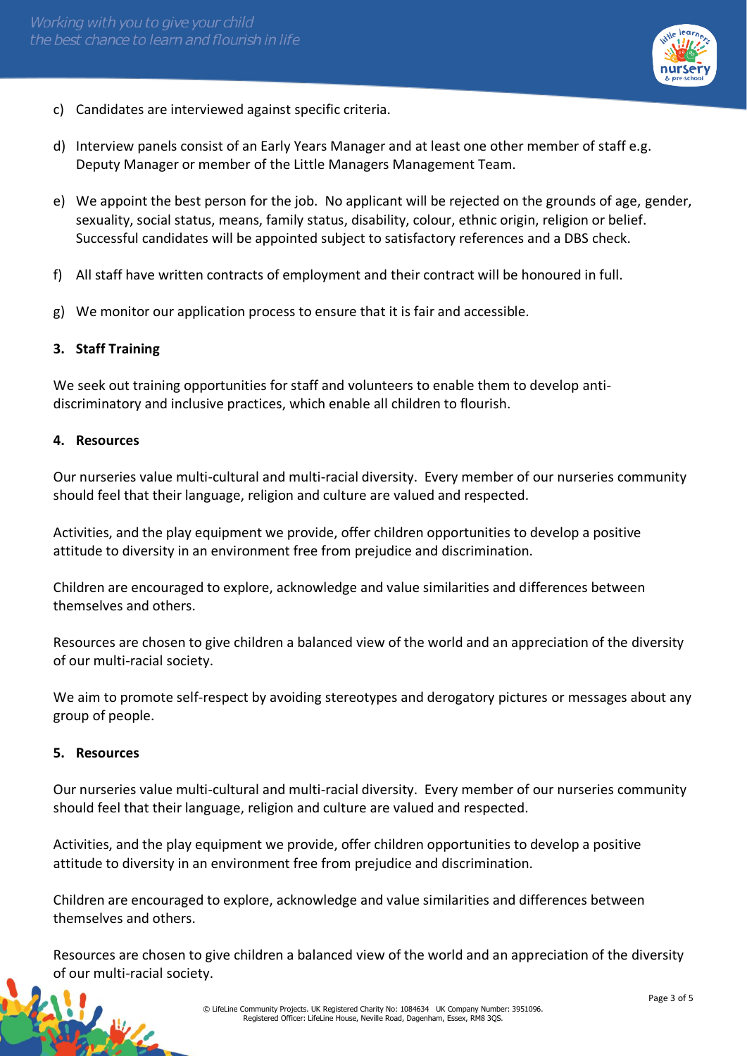c) Candidates are interviewed against specific criteria.

d) Interview panels consist of an Early Years Manager and at least one other member of staff e.g. Deputy Manager or member of the Little Managers Management Team.

e) We appoint the best person for the job. No applicant will be rejected on the grounds of age, gender, sexuality, social status, means, family status, disability, colour, ethnic origin, religion or belief. Successful candidates will be appointed subject to satisfactory references and a DBS check.

f) All staff have written contracts of employment and their contract will be honoured in full.

g) We monitor our application process to ensure that it is fair and accessible.

**3. Staff Training**

We seek out training opportunities for staff and volunteers to enable them to develop anti-discriminatory and inclusive practices, which enable all children to flourish.

**4. Resources**

Our nurseries value multi-cultural and multi-racial diversity. Every member of our nurseries community should feel that their language, religion and culture are valued and respected.

Activities, and the play equipment we provide, offer children opportunities to develop a positive attitude to diversity in an environment free from prejudice and discrimination.

Children are encouraged to explore, acknowledge and value similarities and differences between themselves and others.

Resources are chosen to give children a balanced view of the world and an appreciation of the diversity of our multi-racial society.

We aim to promote self-respect by avoiding stereotypes and derogatory pictures or messages about any group of people.

**5. Resources**

Our nurseries value multi-cultural and multi-racial diversity. Every member of our nurseries community should feel that their language, religion and culture are valued and respected.

Activities, and the play equipment we provide, offer children opportunities to develop a positive attitude to diversity in an environment free from prejudice and discrimination.

Children are encouraged to explore, acknowledge and value similarities and differences between themselves and others.

Resources are chosen to give children a balanced view of the world and an appreciation of the diversity of our multi-racial society.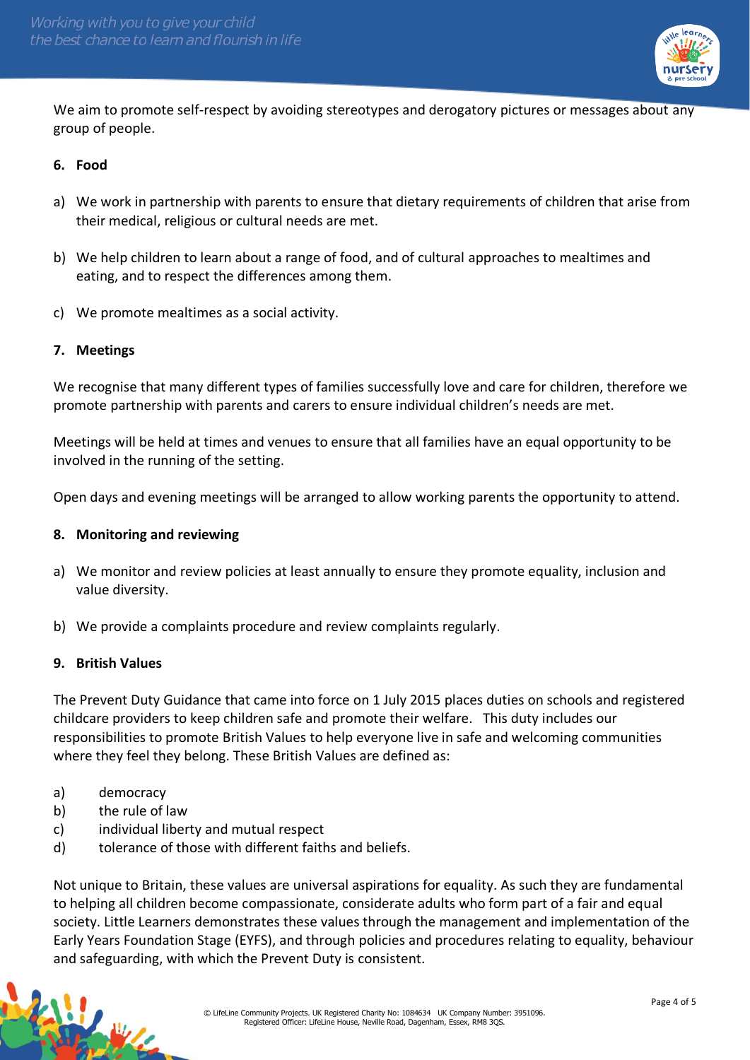We aim to promote self-respect by avoiding stereotypes and derogatory pictures or messages about any group of people.

## 6. Food

a) We work in partnership with parents to ensure that dietary requirements of children that arise from their medical, religious or cultural needs are met.

b) We help children to learn about a range of food, and of cultural approaches to mealtimes and eating, and to respect the differences among them.

c) We promote mealtimes as a social activity.

## 7. Meetings

We recognise that many different types of families successfully love and care for children, therefore we promote partnership with parents and carers to ensure individual children's needs are met.

Meetings will be held at times and venues to ensure that all families have an equal opportunity to be involved in the running of the setting.

Open days and evening meetings will be arranged to allow working parents the opportunity to attend.

## 8. Monitoring and reviewing

a) We monitor and review policies at least annually to ensure they promote equality, inclusion and value diversity.

b) We provide a complaints procedure and review complaints regularly.

## 9. British Values

The Prevent Duty Guidance that came into force on 1 July 2015 places duties on schools and registered childcare providers to keep children safe and promote their welfare. This duty includes our responsibilities to promote British Values to help everyone live in safe and welcoming communities where they feel they belong. These British Values are defined as:

a) democracy
b) the rule of law
c) individual liberty and mutual respect
d) tolerance of those with different faiths and beliefs.

Not unique to Britain, these values are universal aspirations for equality. As such they are fundamental to helping all children become compassionate, considerate adults who form part of a fair and equal society. Little Learners demonstrates these values through the management and implementation of the Early Years Foundation Stage (EYFS), and through policies and procedures relating to equality, behaviour and safeguarding, with which the Prevent Duty is consistent.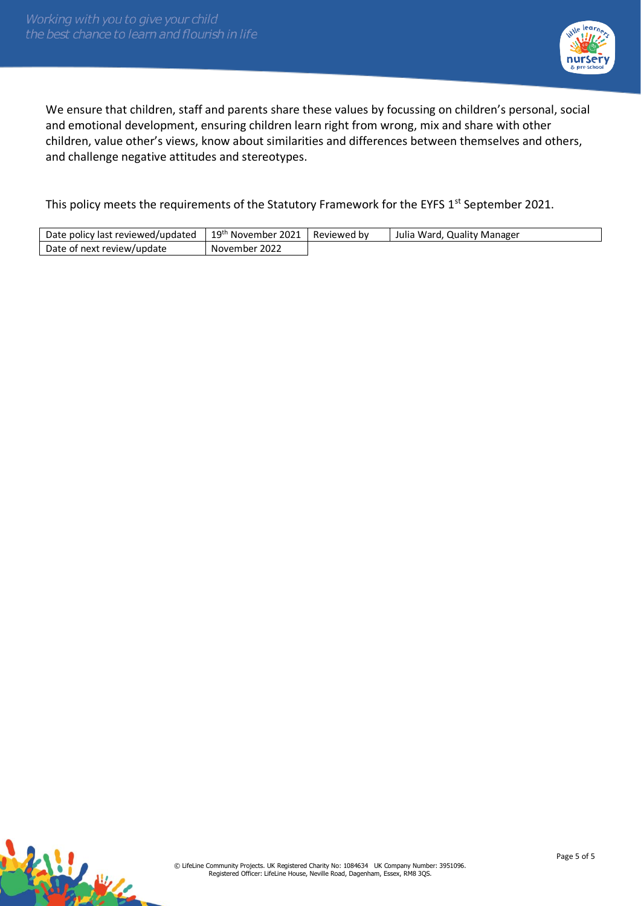We ensure that children, staff and parents share these values by focussing on children's personal, social and emotional development, ensuring children learn right from wrong, mix and share with other children, value other's views, know about similarities and differences between themselves and others, and challenge negative attitudes and stereotypes.

This policy meets the requirements of the Statutory Framework for the EYFS 1st September 2021.

| | | | |
|---|---|---|---|
| Date policy last reviewed/updated | 19th November 2021 | Reviewed by | Julia Ward, Quality Manager |
| Date of next review/update | November 2022 | | |